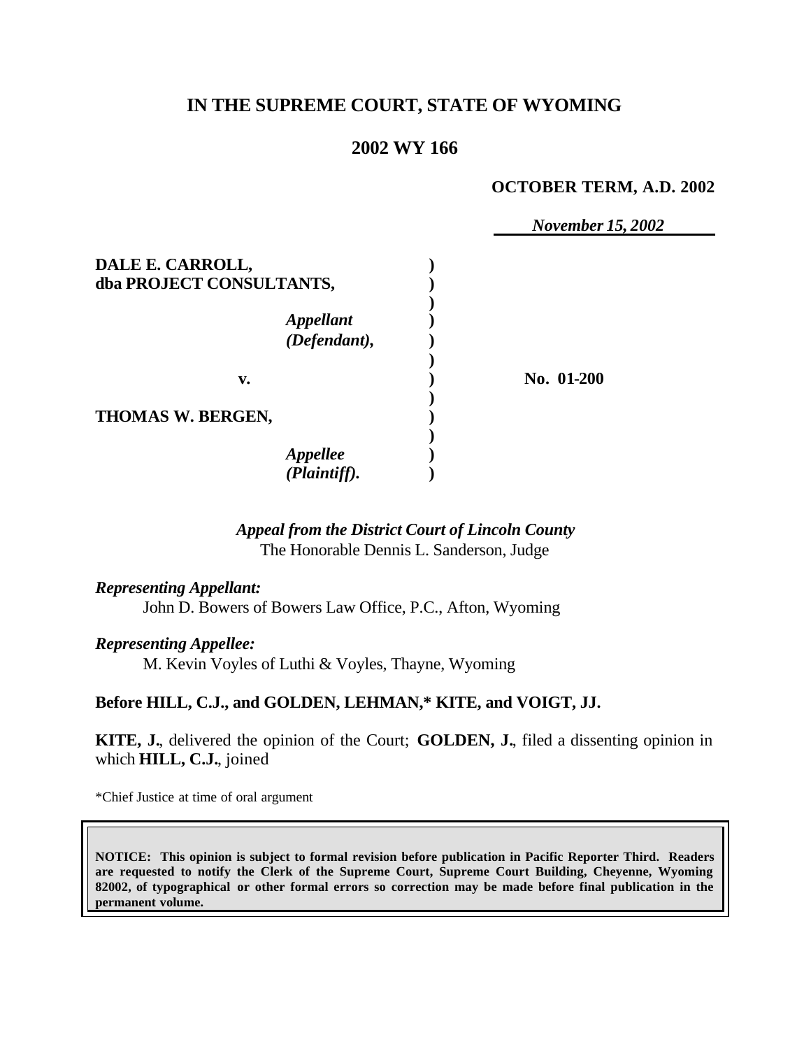# IN THE SUPREME COURT, STATE OF WYOMING

## 2002 WY 166

**OCTOBER TERM, A.D. 2002**

*November 15, 2002*

| | | |
|---|---|---|
| **DALE E. CARROLL, dba PROJECT CONSULTANTS,** *Appellant (Defendant),* | ) | |
| **v.** | ) | **No. 01-200** |
| **THOMAS W. BERGEN,** *Appellee (Plaintiff).* | ) | |

*Appeal from the District Court of Lincoln County*
The Honorable Dennis L. Sanderson, Judge

*Representing Appellant:*
John D. Bowers of Bowers Law Office, P.C., Afton, Wyoming

*Representing Appellee:*
M. Kevin Voyles of Luthi & Voyles, Thayne, Wyoming

**Before HILL, C.J., and GOLDEN, LEHMAN,* KITE, and VOIGT, JJ.**

**KITE, J.**, delivered the opinion of the Court; **GOLDEN, J.**, filed a dissenting opinion in which **HILL, C.J.**, joined

*Chief Justice at time of oral argument

**NOTICE: This opinion is subject to formal revision before publication in Pacific Reporter Third. Readers are requested to notify the Clerk of the Supreme Court, Supreme Court Building, Cheyenne, Wyoming 82002, of typographical or other formal errors so correction may be made before final publication in the permanent volume.**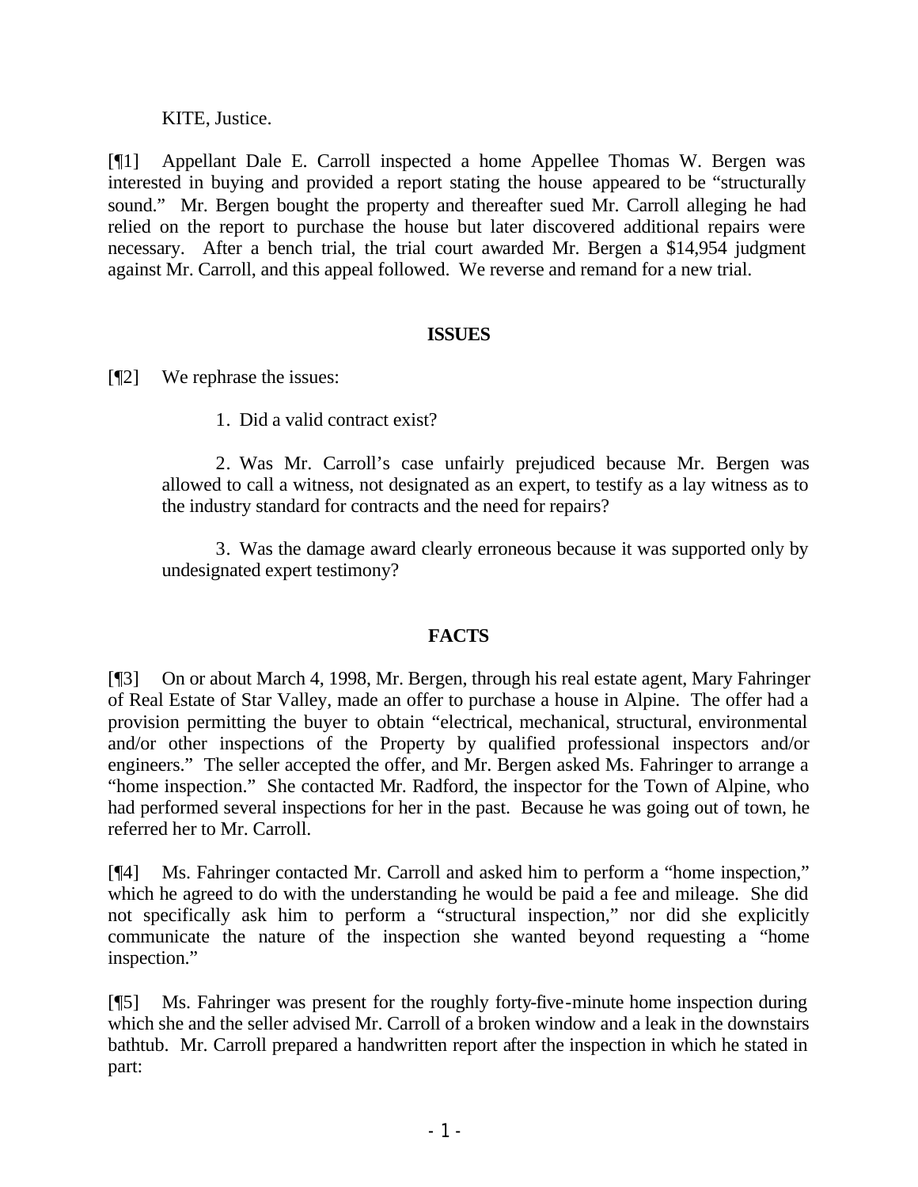KITE, Justice.

[¶1] Appellant Dale E. Carroll inspected a home Appellee Thomas W. Bergen was interested in buying and provided a report stating the house appeared to be "structurally sound." Mr. Bergen bought the property and thereafter sued Mr. Carroll alleging he had relied on the report to purchase the house but later discovered additional repairs were necessary. After a bench trial, the trial court awarded Mr. Bergen a $14,954 judgment against Mr. Carroll, and this appeal followed. We reverse and remand for a new trial.

## ISSUES

[¶2] We rephrase the issues:

1. Did a valid contract exist?

2. Was Mr. Carroll's case unfairly prejudiced because Mr. Bergen was allowed to call a witness, not designated as an expert, to testify as a lay witness as to the industry standard for contracts and the need for repairs?

3. Was the damage award clearly erroneous because it was supported only by undesignated expert testimony?

## FACTS

[¶3] On or about March 4, 1998, Mr. Bergen, through his real estate agent, Mary Fahringer of Real Estate of Star Valley, made an offer to purchase a house in Alpine. The offer had a provision permitting the buyer to obtain "electrical, mechanical, structural, environmental and/or other inspections of the Property by qualified professional inspectors and/or engineers." The seller accepted the offer, and Mr. Bergen asked Ms. Fahringer to arrange a "home inspection." She contacted Mr. Radford, the inspector for the Town of Alpine, who had performed several inspections for her in the past. Because he was going out of town, he referred her to Mr. Carroll.

[¶4] Ms. Fahringer contacted Mr. Carroll and asked him to perform a "home inspection," which he agreed to do with the understanding he would be paid a fee and mileage. She did not specifically ask him to perform a "structural inspection," nor did she explicitly communicate the nature of the inspection she wanted beyond requesting a "home inspection."

[¶5] Ms. Fahringer was present for the roughly forty-five-minute home inspection during which she and the seller advised Mr. Carroll of a broken window and a leak in the downstairs bathtub. Mr. Carroll prepared a handwritten report after the inspection in which he stated in part: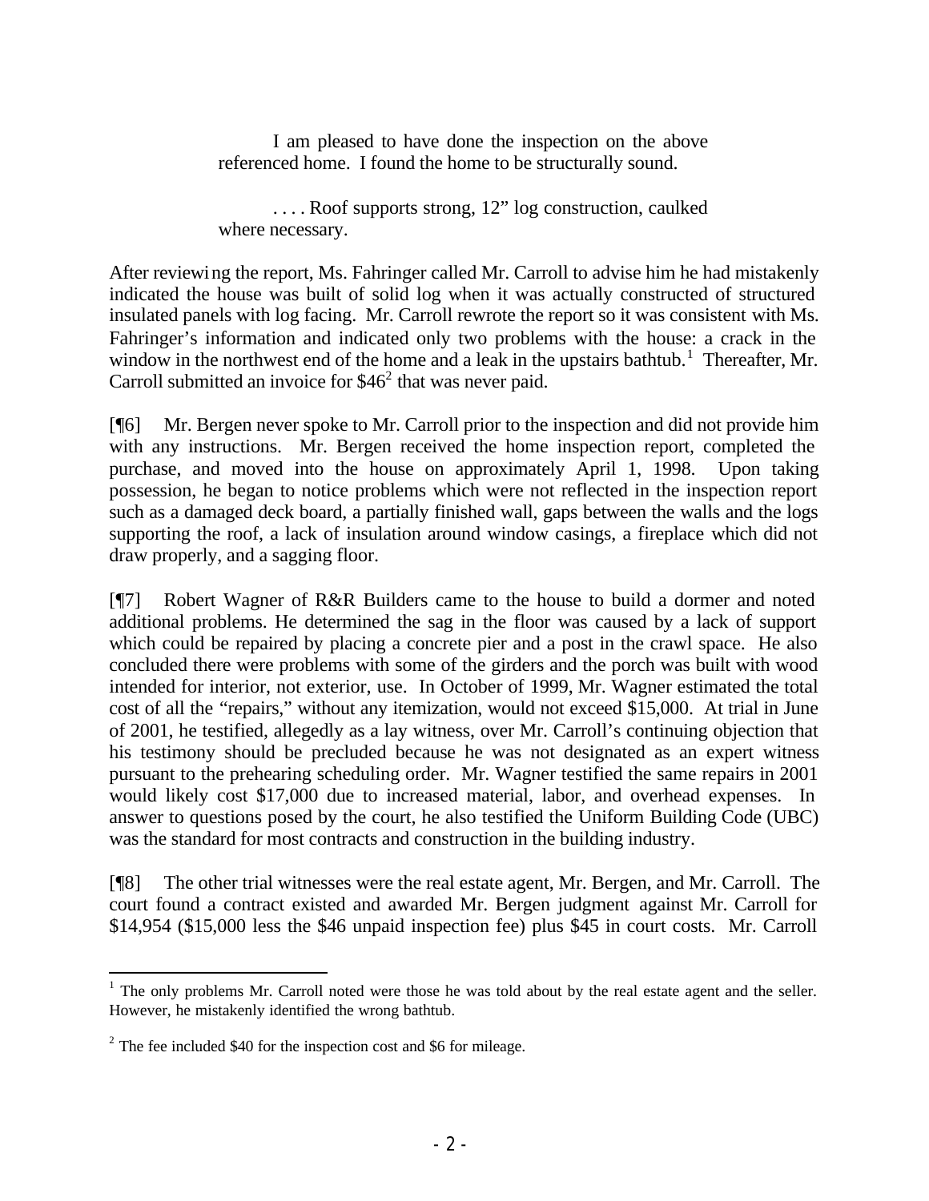> I am pleased to have done the inspection on the above referenced home. I found the home to be structurally sound.
>
> . . . . Roof supports strong, 12" log construction, caulked where necessary.

After reviewing the report, Ms. Fahringer called Mr. Carroll to advise him he had mistakenly indicated the house was built of solid log when it was actually constructed of structured insulated panels with log facing. Mr. Carroll rewrote the report so it was consistent with Ms. Fahringer's information and indicated only two problems with the house: a crack in the window in the northwest end of the home and a leak in the upstairs bathtub.[1] Thereafter, Mr. Carroll submitted an invoice for $46[2] that was never paid.

[¶6] Mr. Bergen never spoke to Mr. Carroll prior to the inspection and did not provide him with any instructions. Mr. Bergen received the home inspection report, completed the purchase, and moved into the house on approximately April 1, 1998. Upon taking possession, he began to notice problems which were not reflected in the inspection report such as a damaged deck board, a partially finished wall, gaps between the walls and the logs supporting the roof, a lack of insulation around window casings, a fireplace which did not draw properly, and a sagging floor.

[¶7] Robert Wagner of R&R Builders came to the house to build a dormer and noted additional problems. He determined the sag in the floor was caused by a lack of support which could be repaired by placing a concrete pier and a post in the crawl space. He also concluded there were problems with some of the girders and the porch was built with wood intended for interior, not exterior, use. In October of 1999, Mr. Wagner estimated the total cost of all the "repairs," without any itemization, would not exceed $15,000. At trial in June of 2001, he testified, allegedly as a lay witness, over Mr. Carroll's continuing objection that his testimony should be precluded because he was not designated as an expert witness pursuant to the prehearing scheduling order. Mr. Wagner testified the same repairs in 2001 would likely cost $17,000 due to increased material, labor, and overhead expenses. In answer to questions posed by the court, he also testified the Uniform Building Code (UBC) was the standard for most contracts and construction in the building industry.

[¶8] The other trial witnesses were the real estate agent, Mr. Bergen, and Mr. Carroll. The court found a contract existed and awarded Mr. Bergen judgment against Mr. Carroll for $14,954 ($15,000 less the $46 unpaid inspection fee) plus $45 in court costs. Mr. Carroll

---

[1] The only problems Mr. Carroll noted were those he was told about by the real estate agent and the seller. However, he mistakenly identified the wrong bathtub.

[2] The fee included $40 for the inspection cost and $6 for mileage.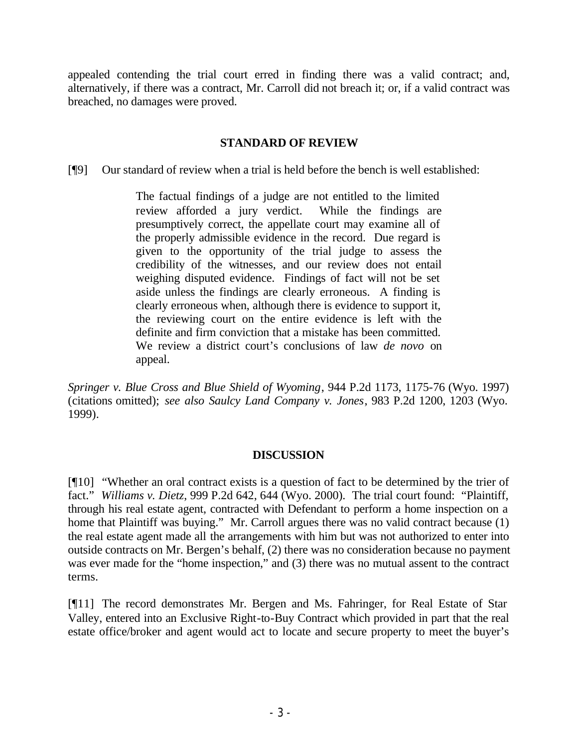appealed contending the trial court erred in finding there was a valid contract; and, alternatively, if there was a contract, Mr. Carroll did not breach it; or, if a valid contract was breached, no damages were proved.

## STANDARD OF REVIEW

[¶9] Our standard of review when a trial is held before the bench is well established:

> The factual findings of a judge are not entitled to the limited review afforded a jury verdict. While the findings are presumptively correct, the appellate court may examine all of the properly admissible evidence in the record. Due regard is given to the opportunity of the trial judge to assess the credibility of the witnesses, and our review does not entail weighing disputed evidence. Findings of fact will not be set aside unless the findings are clearly erroneous. A finding is clearly erroneous when, although there is evidence to support it, the reviewing court on the entire evidence is left with the definite and firm conviction that a mistake has been committed. We review a district court's conclusions of law *de novo* on appeal.

*Springer v. Blue Cross and Blue Shield of Wyoming*, 944 P.2d 1173, 1175-76 (Wyo. 1997) (citations omitted); *see also Saulcy Land Company v. Jones*, 983 P.2d 1200, 1203 (Wyo. 1999).

## DISCUSSION

[¶10] "Whether an oral contract exists is a question of fact to be determined by the trier of fact." *Williams v. Dietz*, 999 P.2d 642, 644 (Wyo. 2000). The trial court found: "Plaintiff, through his real estate agent, contracted with Defendant to perform a home inspection on a home that Plaintiff was buying." Mr. Carroll argues there was no valid contract because (1) the real estate agent made all the arrangements with him but was not authorized to enter into outside contracts on Mr. Bergen's behalf, (2) there was no consideration because no payment was ever made for the "home inspection," and (3) there was no mutual assent to the contract terms.

[¶11] The record demonstrates Mr. Bergen and Ms. Fahringer, for Real Estate of Star Valley, entered into an Exclusive Right-to-Buy Contract which provided in part that the real estate office/broker and agent would act to locate and secure property to meet the buyer's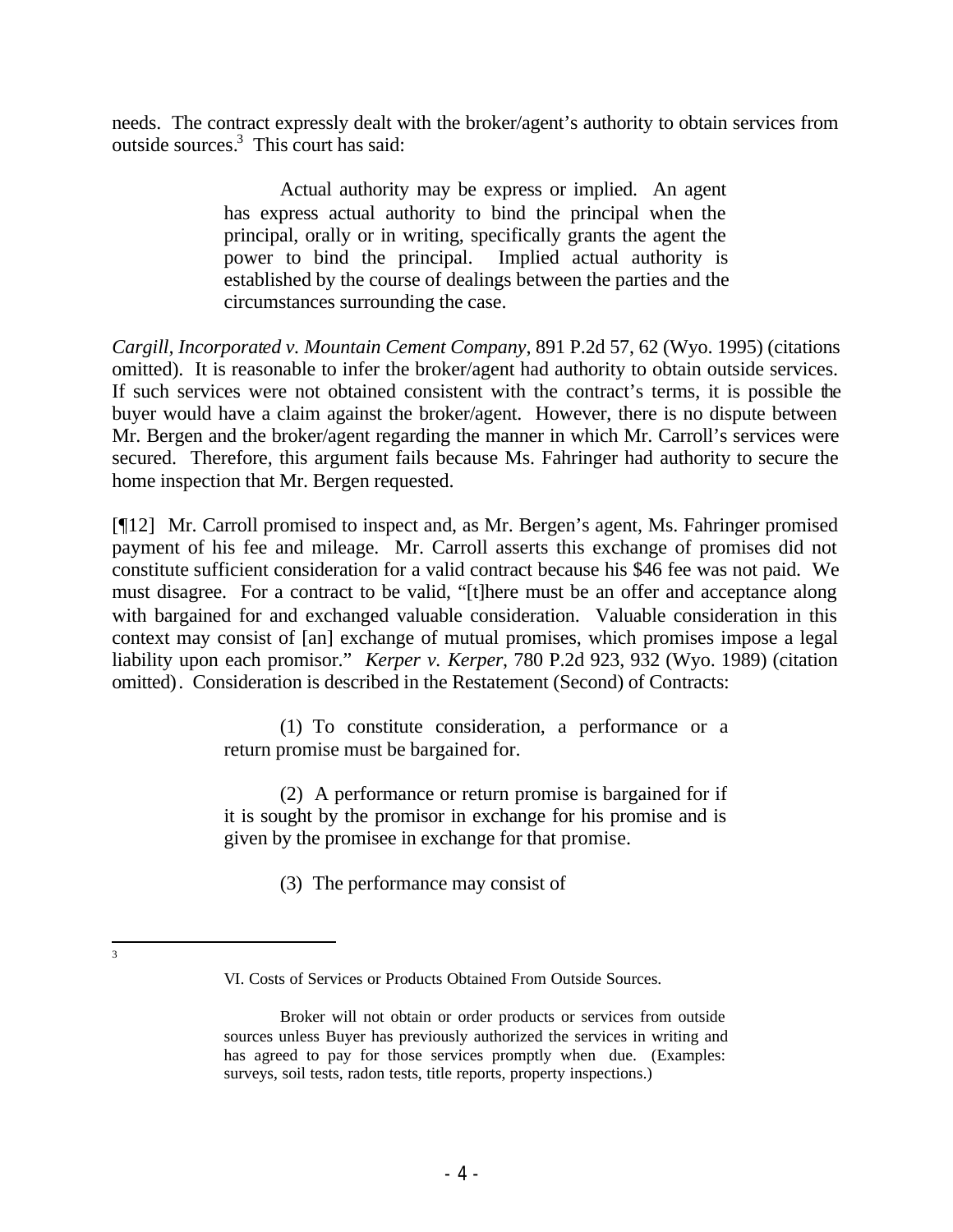needs. The contract expressly dealt with the broker/agent's authority to obtain services from outside sources.[3] This court has said:

> Actual authority may be express or implied. An agent has express actual authority to bind the principal when the principal, orally or in writing, specifically grants the agent the power to bind the principal. Implied actual authority is established by the course of dealings between the parties and the circumstances surrounding the case.

*Cargill, Incorporated v. Mountain Cement Company*, 891 P.2d 57, 62 (Wyo. 1995) (citations omitted). It is reasonable to infer the broker/agent had authority to obtain outside services. If such services were not obtained consistent with the contract's terms, it is possible the buyer would have a claim against the broker/agent. However, there is no dispute between Mr. Bergen and the broker/agent regarding the manner in which Mr. Carroll's services were secured. Therefore, this argument fails because Ms. Fahringer had authority to secure the home inspection that Mr. Bergen requested.

[¶12] Mr. Carroll promised to inspect and, as Mr. Bergen's agent, Ms. Fahringer promised payment of his fee and mileage. Mr. Carroll asserts this exchange of promises did not constitute sufficient consideration for a valid contract because his $46 fee was not paid. We must disagree. For a contract to be valid, "[t]here must be an offer and acceptance along with bargained for and exchanged valuable consideration. Valuable consideration in this context may consist of [an] exchange of mutual promises, which promises impose a legal liability upon each promisor." *Kerper v. Kerper*, 780 P.2d 923, 932 (Wyo. 1989) (citation omitted). Consideration is described in the Restatement (Second) of Contracts:

> (1) To constitute consideration, a performance or a return promise must be bargained for.
>
> (2) A performance or return promise is bargained for if it is sought by the promisor in exchange for his promise and is given by the promisee in exchange for that promise.
>
> (3) The performance may consist of

---

[3]

> VI. Costs of Services or Products Obtained From Outside Sources.
>
> Broker will not obtain or order products or services from outside sources unless Buyer has previously authorized the services in writing and has agreed to pay for those services promptly when due. (Examples: surveys, soil tests, radon tests, title reports, property inspections.)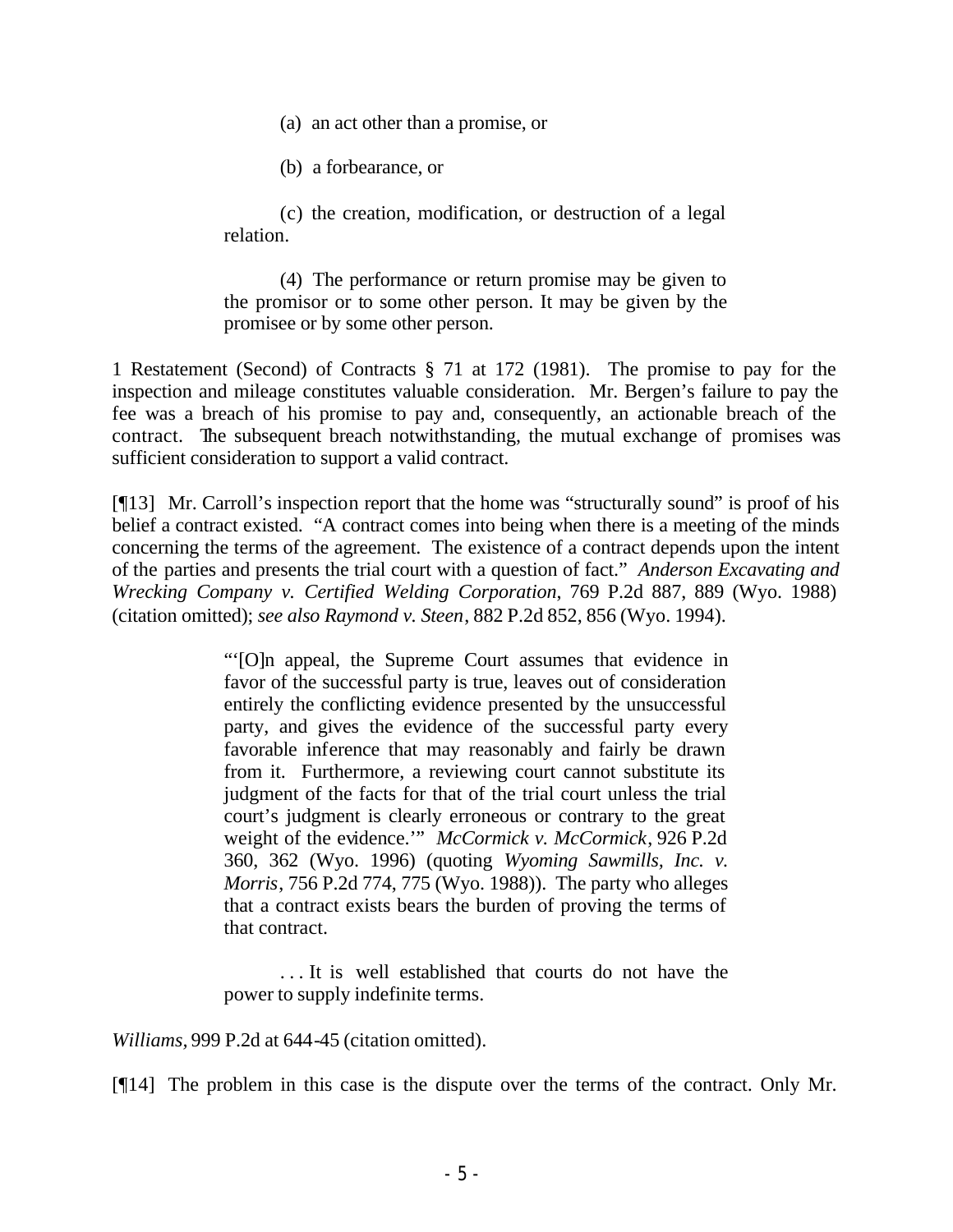> (a) an act other than a promise, or
>
> (b) a forbearance, or
>
> (c) the creation, modification, or destruction of a legal relation.
>
> (4) The performance or return promise may be given to the promisor or to some other person. It may be given by the promisee or by some other person.

1 Restatement (Second) of Contracts § 71 at 172 (1981). The promise to pay for the inspection and mileage constitutes valuable consideration. Mr. Bergen's failure to pay the fee was a breach of his promise to pay and, consequently, an actionable breach of the contract. The subsequent breach notwithstanding, the mutual exchange of promises was sufficient consideration to support a valid contract.

[¶13] Mr. Carroll's inspection report that the home was "structurally sound" is proof of his belief a contract existed. "A contract comes into being when there is a meeting of the minds concerning the terms of the agreement. The existence of a contract depends upon the intent of the parties and presents the trial court with a question of fact." *Anderson Excavating and Wrecking Company v. Certified Welding Corporation*, 769 P.2d 887, 889 (Wyo. 1988) (citation omitted); *see also Raymond v. Steen*, 882 P.2d 852, 856 (Wyo. 1994).

> "'[O]n appeal, the Supreme Court assumes that evidence in favor of the successful party is true, leaves out of consideration entirely the conflicting evidence presented by the unsuccessful party, and gives the evidence of the successful party every favorable inference that may reasonably and fairly be drawn from it. Furthermore, a reviewing court cannot substitute its judgment of the facts for that of the trial court unless the trial court's judgment is clearly erroneous or contrary to the great weight of the evidence.'" *McCormick v. McCormick*, 926 P.2d 360, 362 (Wyo. 1996) (quoting *Wyoming Sawmills, Inc. v. Morris*, 756 P.2d 774, 775 (Wyo. 1988)). The party who alleges that a contract exists bears the burden of proving the terms of that contract.
>
> . . . It is well established that courts do not have the power to supply indefinite terms.

*Williams*, 999 P.2d at 644-45 (citation omitted).

[¶14] The problem in this case is the dispute over the terms of the contract. Only Mr.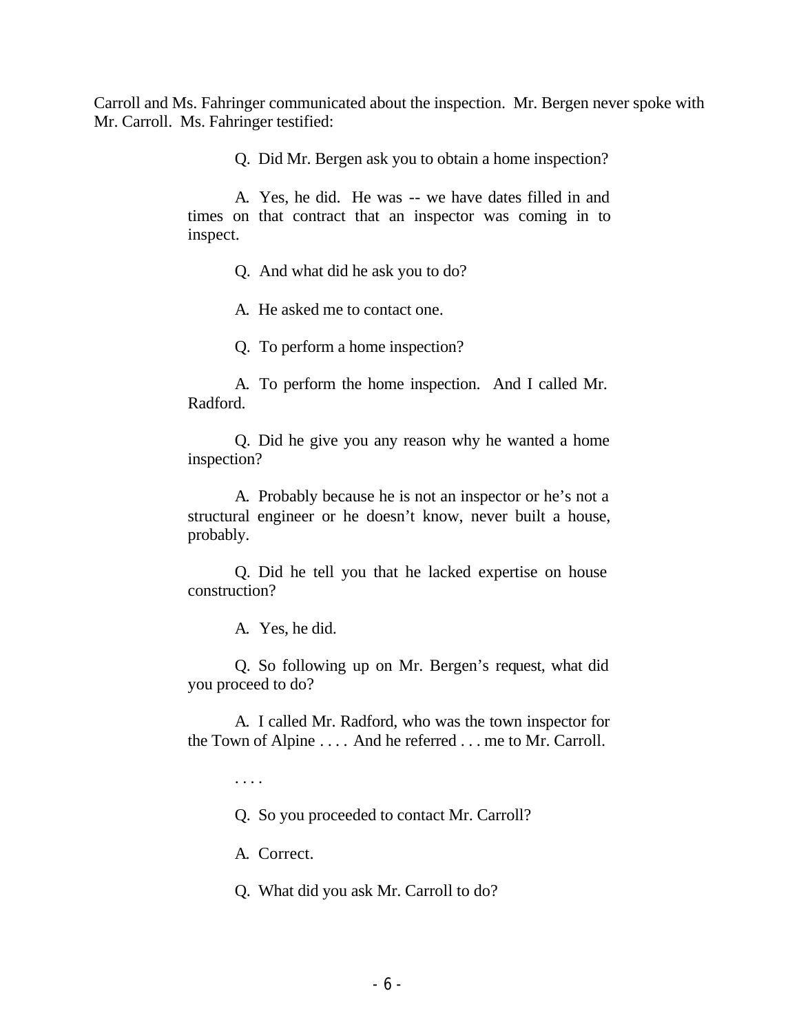Carroll and Ms. Fahringer communicated about the inspection. Mr. Bergen never spoke with Mr. Carroll. Ms. Fahringer testified:

> Q. Did Mr. Bergen ask you to obtain a home inspection?
>
> A. Yes, he did. He was -- we have dates filled in and times on that contract that an inspector was coming in to inspect.
>
> Q. And what did he ask you to do?
>
> A. He asked me to contact one.
>
> Q. To perform a home inspection?
>
> A. To perform the home inspection. And I called Mr. Radford.
>
> Q. Did he give you any reason why he wanted a home inspection?
>
> A. Probably because he is not an inspector or he's not a structural engineer or he doesn't know, never built a house, probably.
>
> Q. Did he tell you that he lacked expertise on house construction?
>
> A. Yes, he did.
>
> Q. So following up on Mr. Bergen's request, what did you proceed to do?
>
> A. I called Mr. Radford, who was the town inspector for the Town of Alpine . . . . And he referred . . . me to Mr. Carroll.
>
> . . . .
>
> Q. So you proceeded to contact Mr. Carroll?
>
> A. Correct.
>
> Q. What did you ask Mr. Carroll to do?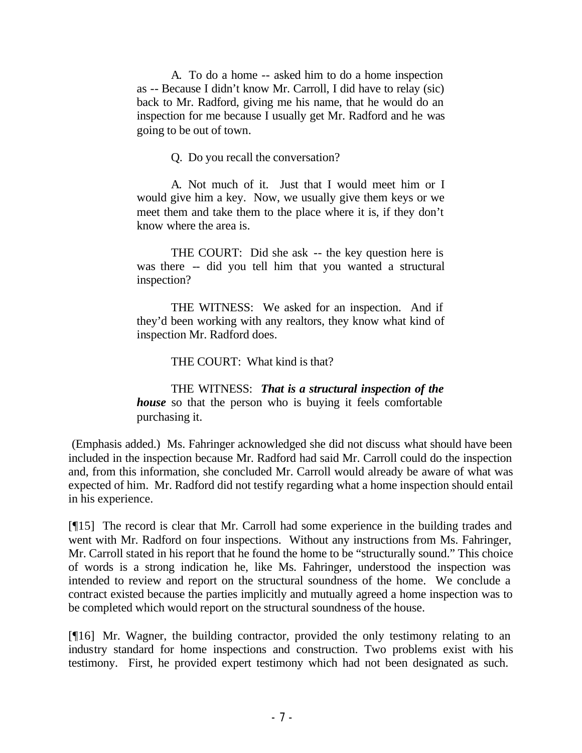> A. To do a home -- asked him to do a home inspection as -- Because I didn't know Mr. Carroll, I did have to relay (sic) back to Mr. Radford, giving me his name, that he would do an inspection for me because I usually get Mr. Radford and he was going to be out of town.
>
> Q. Do you recall the conversation?
>
> A. Not much of it. Just that I would meet him or I would give him a key. Now, we usually give them keys or we meet them and take them to the place where it is, if they don't know where the area is.
>
> THE COURT: Did she ask -- the key question here is was there -- did you tell him that you wanted a structural inspection?
>
> THE WITNESS: We asked for an inspection. And if they'd been working with any realtors, they know what kind of inspection Mr. Radford does.
>
> THE COURT: What kind is that?
>
> THE WITNESS: ***That is a structural inspection of the house*** so that the person who is buying it feels comfortable purchasing it.

(Emphasis added.) Ms. Fahringer acknowledged she did not discuss what should have been included in the inspection because Mr. Radford had said Mr. Carroll could do the inspection and, from this information, she concluded Mr. Carroll would already be aware of what was expected of him. Mr. Radford did not testify regarding what a home inspection should entail in his experience.

[¶15] The record is clear that Mr. Carroll had some experience in the building trades and went with Mr. Radford on four inspections. Without any instructions from Ms. Fahringer, Mr. Carroll stated in his report that he found the home to be "structurally sound." This choice of words is a strong indication he, like Ms. Fahringer, understood the inspection was intended to review and report on the structural soundness of the home. We conclude a contract existed because the parties implicitly and mutually agreed a home inspection was to be completed which would report on the structural soundness of the house.

[¶16] Mr. Wagner, the building contractor, provided the only testimony relating to an industry standard for home inspections and construction. Two problems exist with his testimony. First, he provided expert testimony which had not been designated as such.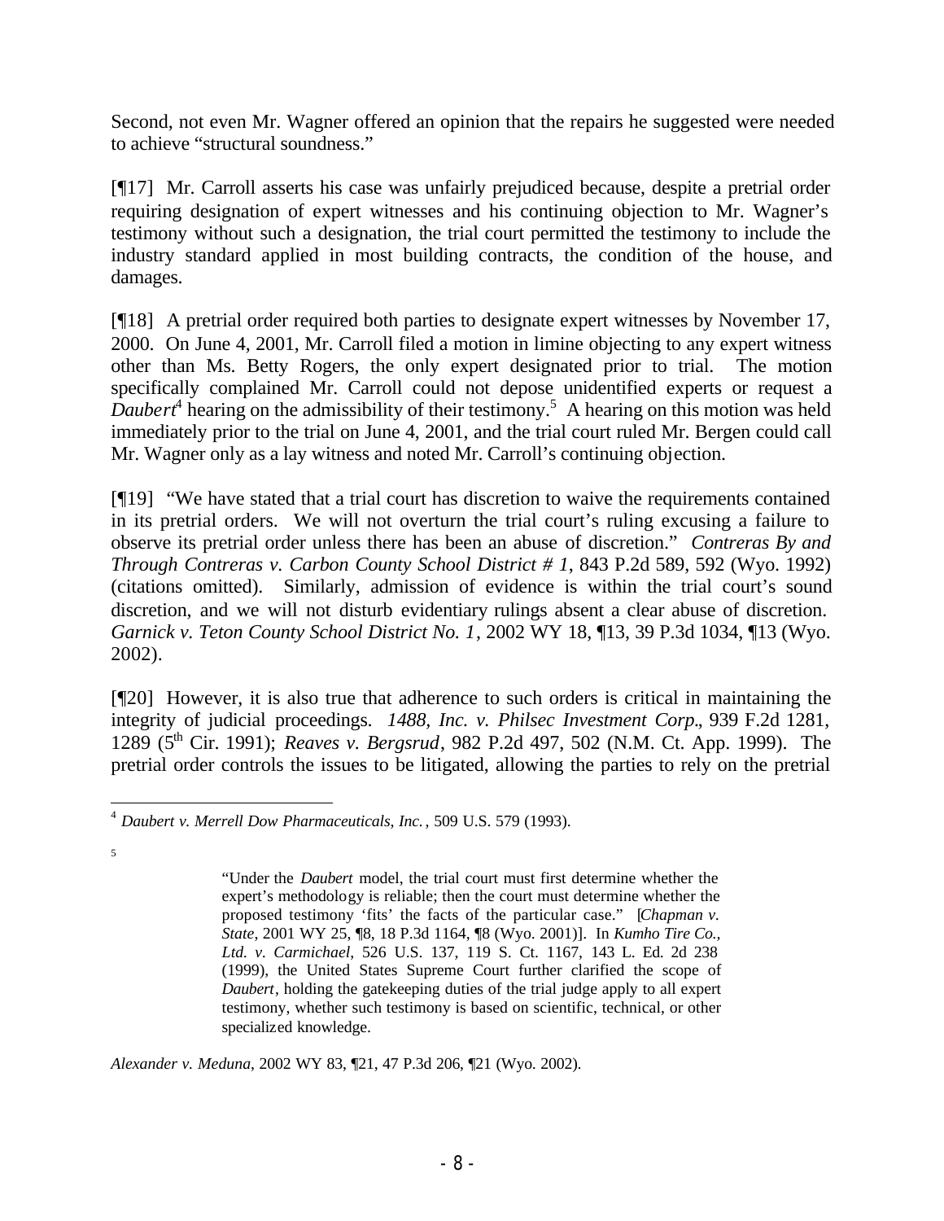Second, not even Mr. Wagner offered an opinion that the repairs he suggested were needed to achieve "structural soundness."

[¶17] Mr. Carroll asserts his case was unfairly prejudiced because, despite a pretrial order requiring designation of expert witnesses and his continuing objection to Mr. Wagner's testimony without such a designation, the trial court permitted the testimony to include the industry standard applied in most building contracts, the condition of the house, and damages.

[¶18] A pretrial order required both parties to designate expert witnesses by November 17, 2000. On June 4, 2001, Mr. Carroll filed a motion in limine objecting to any expert witness other than Ms. Betty Rogers, the only expert designated prior to trial. The motion specifically complained Mr. Carroll could not depose unidentified experts or request a *Daubert*[4] hearing on the admissibility of their testimony.[5] A hearing on this motion was held immediately prior to the trial on June 4, 2001, and the trial court ruled Mr. Bergen could call Mr. Wagner only as a lay witness and noted Mr. Carroll's continuing objection.

[¶19] "We have stated that a trial court has discretion to waive the requirements contained in its pretrial orders. We will not overturn the trial court's ruling excusing a failure to observe its pretrial order unless there has been an abuse of discretion." *Contreras By and Through Contreras v. Carbon County School District # 1*, 843 P.2d 589, 592 (Wyo. 1992) (citations omitted). Similarly, admission of evidence is within the trial court's sound discretion, and we will not disturb evidentiary rulings absent a clear abuse of discretion. *Garnick v. Teton County School District No. 1*, 2002 WY 18, ¶13, 39 P.3d 1034, ¶13 (Wyo. 2002).

[¶20] However, it is also true that adherence to such orders is critical in maintaining the integrity of judicial proceedings. *1488, Inc. v. Philsec Investment Corp.*, 939 F.2d 1281, 1289 (5th Cir. 1991); *Reaves v. Bergsrud*, 982 P.2d 497, 502 (N.M. Ct. App. 1999). The pretrial order controls the issues to be litigated, allowing the parties to rely on the pretrial

---

[4] *Daubert v. Merrell Dow Pharmaceuticals, Inc.*, 509 U.S. 579 (1993).

[5]

> "Under the *Daubert* model, the trial court must first determine whether the expert's methodology is reliable; then the court must determine whether the proposed testimony 'fits' the facts of the particular case." [*Chapman v. State*, 2001 WY 25, ¶8, 18 P.3d 1164, ¶8 (Wyo. 2001)]. In *Kumho Tire Co., Ltd. v. Carmichael*, 526 U.S. 137, 119 S. Ct. 1167, 143 L. Ed. 2d 238 (1999), the United States Supreme Court further clarified the scope of *Daubert*, holding the gatekeeping duties of the trial judge apply to all expert testimony, whether such testimony is based on scientific, technical, or other specialized knowledge.

*Alexander v. Meduna*, 2002 WY 83, ¶21, 47 P.3d 206, ¶21 (Wyo. 2002).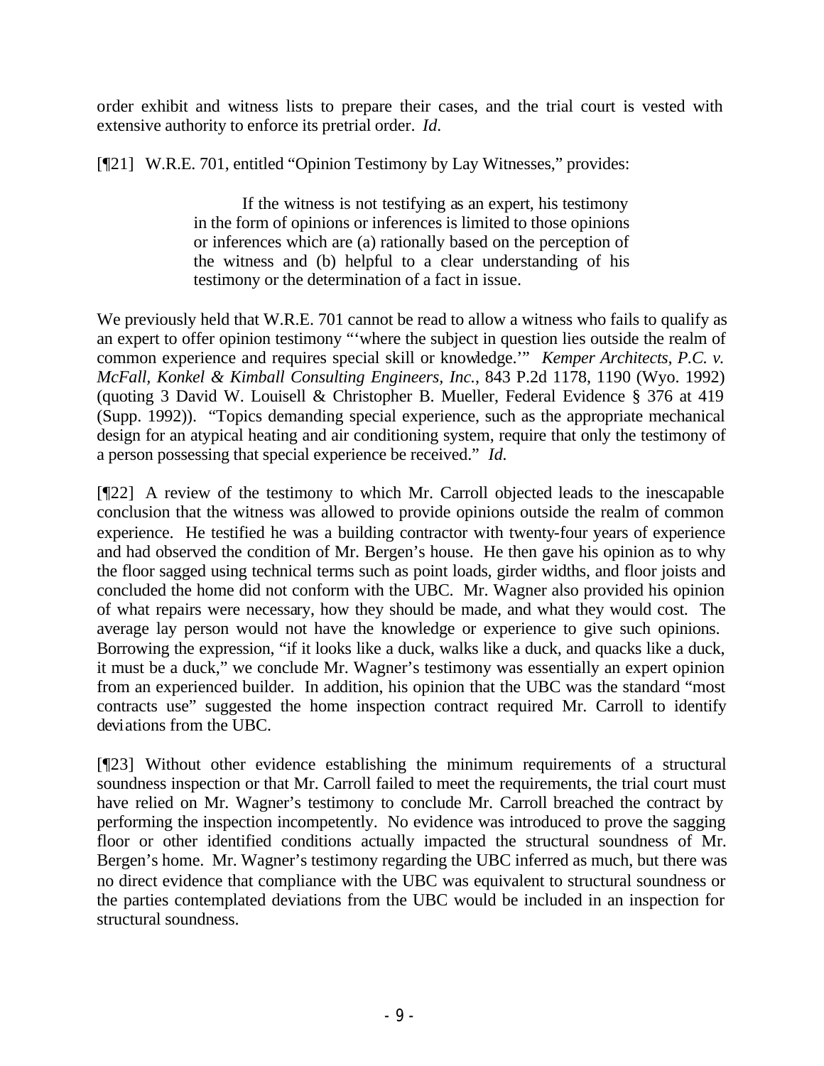order exhibit and witness lists to prepare their cases, and the trial court is vested with extensive authority to enforce its pretrial order. *Id.*

[¶21] W.R.E. 701, entitled "Opinion Testimony by Lay Witnesses," provides:

> If the witness is not testifying as an expert, his testimony in the form of opinions or inferences is limited to those opinions or inferences which are (a) rationally based on the perception of the witness and (b) helpful to a clear understanding of his testimony or the determination of a fact in issue.

We previously held that W.R.E. 701 cannot be read to allow a witness who fails to qualify as an expert to offer opinion testimony "'where the subject in question lies outside the realm of common experience and requires special skill or knowledge.'" *Kemper Architects, P.C. v. McFall, Konkel & Kimball Consulting Engineers, Inc.*, 843 P.2d 1178, 1190 (Wyo. 1992) (quoting 3 David W. Louisell & Christopher B. Mueller, Federal Evidence § 376 at 419 (Supp. 1992)). "Topics demanding special experience, such as the appropriate mechanical design for an atypical heating and air conditioning system, require that only the testimony of a person possessing that special experience be received." *Id.*

[¶22] A review of the testimony to which Mr. Carroll objected leads to the inescapable conclusion that the witness was allowed to provide opinions outside the realm of common experience. He testified he was a building contractor with twenty-four years of experience and had observed the condition of Mr. Bergen's house. He then gave his opinion as to why the floor sagged using technical terms such as point loads, girder widths, and floor joists and concluded the home did not conform with the UBC. Mr. Wagner also provided his opinion of what repairs were necessary, how they should be made, and what they would cost. The average lay person would not have the knowledge or experience to give such opinions. Borrowing the expression, "if it looks like a duck, walks like a duck, and quacks like a duck, it must be a duck," we conclude Mr. Wagner's testimony was essentially an expert opinion from an experienced builder. In addition, his opinion that the UBC was the standard "most contracts use" suggested the home inspection contract required Mr. Carroll to identify deviations from the UBC.

[¶23] Without other evidence establishing the minimum requirements of a structural soundness inspection or that Mr. Carroll failed to meet the requirements, the trial court must have relied on Mr. Wagner's testimony to conclude Mr. Carroll breached the contract by performing the inspection incompetently. No evidence was introduced to prove the sagging floor or other identified conditions actually impacted the structural soundness of Mr. Bergen's home. Mr. Wagner's testimony regarding the UBC inferred as much, but there was no direct evidence that compliance with the UBC was equivalent to structural soundness or the parties contemplated deviations from the UBC would be included in an inspection for structural soundness.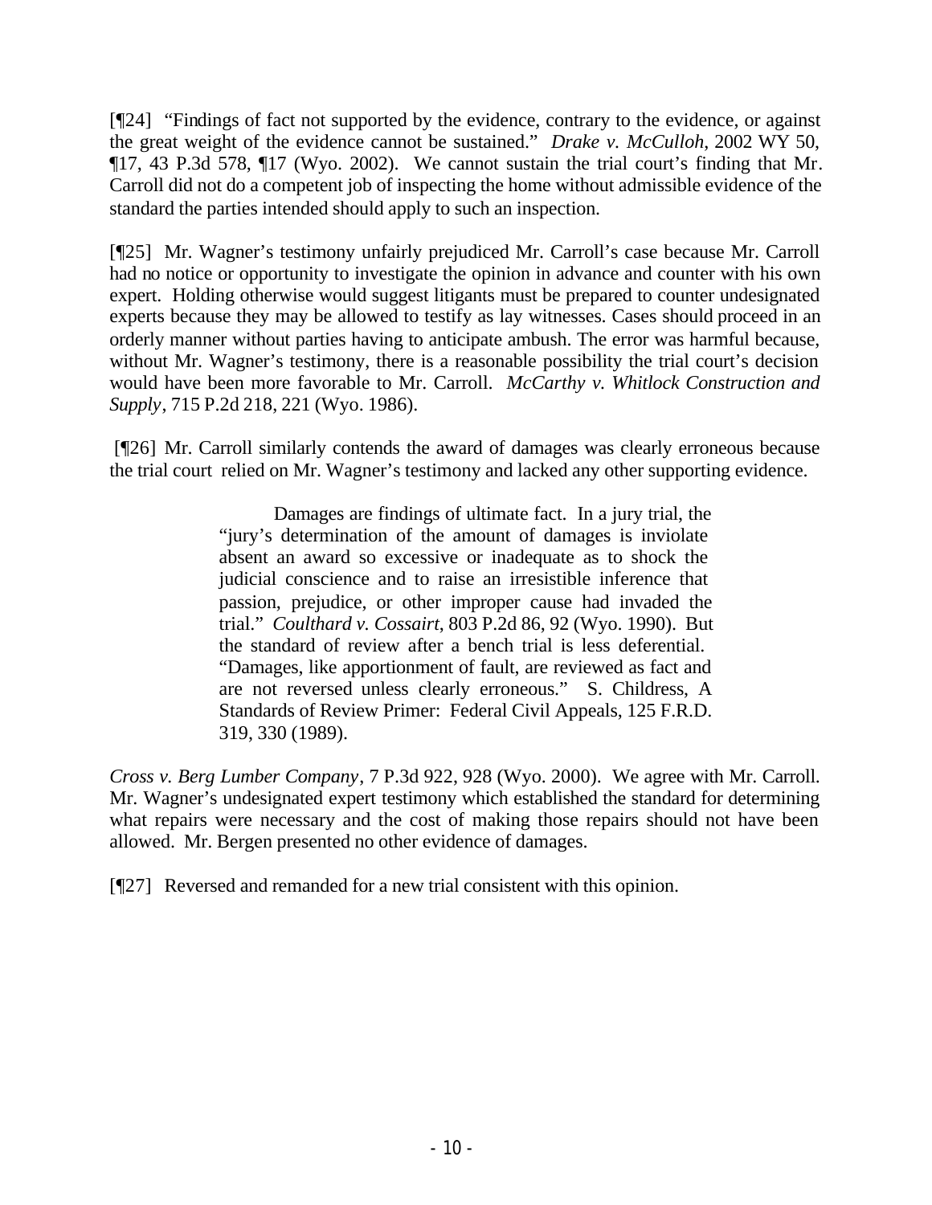[¶24] "Findings of fact not supported by the evidence, contrary to the evidence, or against the great weight of the evidence cannot be sustained." *Drake v. McCulloh*, 2002 WY 50, ¶17, 43 P.3d 578, ¶17 (Wyo. 2002). We cannot sustain the trial court's finding that Mr. Carroll did not do a competent job of inspecting the home without admissible evidence of the standard the parties intended should apply to such an inspection.

[¶25] Mr. Wagner's testimony unfairly prejudiced Mr. Carroll's case because Mr. Carroll had no notice or opportunity to investigate the opinion in advance and counter with his own expert. Holding otherwise would suggest litigants must be prepared to counter undesignated experts because they may be allowed to testify as lay witnesses. Cases should proceed in an orderly manner without parties having to anticipate ambush. The error was harmful because, without Mr. Wagner's testimony, there is a reasonable possibility the trial court's decision would have been more favorable to Mr. Carroll. *McCarthy v. Whitlock Construction and Supply*, 715 P.2d 218, 221 (Wyo. 1986).

[¶26] Mr. Carroll similarly contends the award of damages was clearly erroneous because the trial court relied on Mr. Wagner's testimony and lacked any other supporting evidence.

> Damages are findings of ultimate fact. In a jury trial, the "jury's determination of the amount of damages is inviolate absent an award so excessive or inadequate as to shock the judicial conscience and to raise an irresistible inference that passion, prejudice, or other improper cause had invaded the trial." *Coulthard v. Cossairt*, 803 P.2d 86, 92 (Wyo. 1990). But the standard of review after a bench trial is less deferential. "Damages, like apportionment of fault, are reviewed as fact and are not reversed unless clearly erroneous." S. Childress, A Standards of Review Primer: Federal Civil Appeals, 125 F.R.D. 319, 330 (1989).

*Cross v. Berg Lumber Company*, 7 P.3d 922, 928 (Wyo. 2000). We agree with Mr. Carroll. Mr. Wagner's undesignated expert testimony which established the standard for determining what repairs were necessary and the cost of making those repairs should not have been allowed. Mr. Bergen presented no other evidence of damages.

[¶27] Reversed and remanded for a new trial consistent with this opinion.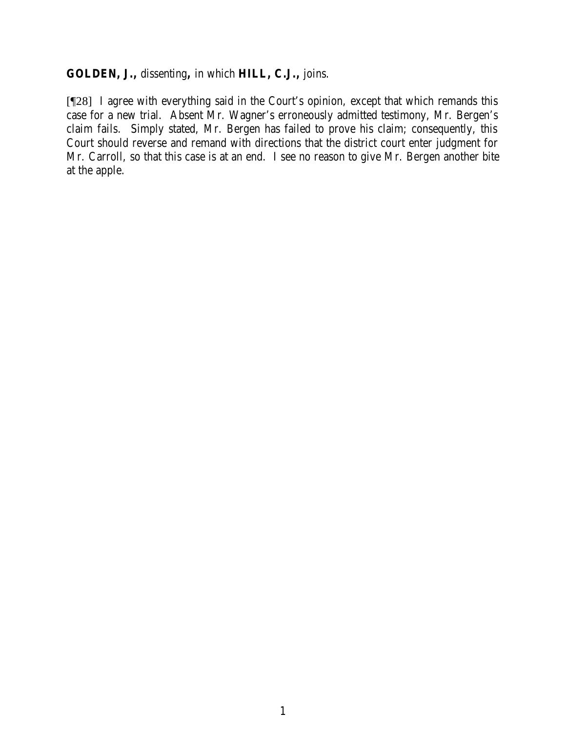**GOLDEN, J.,** dissenting**,** in which **HILL, C.J.,** joins.

[¶28] I agree with everything said in the Court's opinion, except that which remands this case for a new trial. Absent Mr. Wagner's erroneously admitted testimony, Mr. Bergen's claim fails. Simply stated, Mr. Bergen has failed to prove his claim; consequently, this Court should reverse and remand with directions that the district court enter judgment for Mr. Carroll, so that this case is at an end. I see no reason to give Mr. Bergen another bite at the apple.